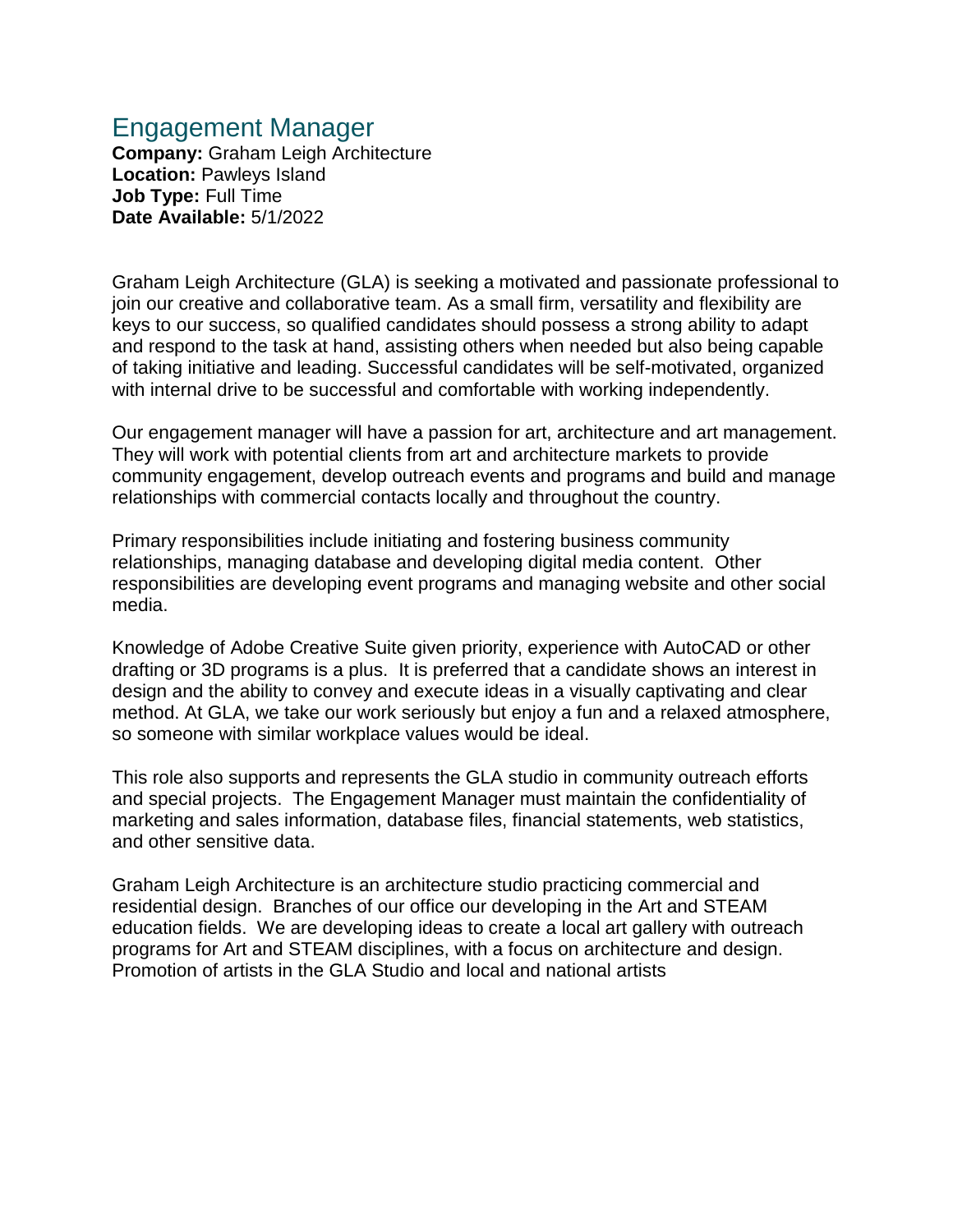# Engagement Manager

**Company:** Graham Leigh Architecture
**Location:** Pawleys Island
**Job Type:** Full Time
**Date Available:** 5/1/2022

Graham Leigh Architecture (GLA) is seeking a motivated and passionate professional to join our creative and collaborative team. As a small firm, versatility and flexibility are keys to our success, so qualified candidates should possess a strong ability to adapt and respond to the task at hand, assisting others when needed but also being capable of taking initiative and leading. Successful candidates will be self-motivated, organized with internal drive to be successful and comfortable with working independently.

Our engagement manager will have a passion for art, architecture and art management. They will work with potential clients from art and architecture markets to provide community engagement, develop outreach events and programs and build and manage relationships with commercial contacts locally and throughout the country.

Primary responsibilities include initiating and fostering business community relationships, managing database and developing digital media content. Other responsibilities are developing event programs and managing website and other social media.

Knowledge of Adobe Creative Suite given priority, experience with AutoCAD or other drafting or 3D programs is a plus. It is preferred that a candidate shows an interest in design and the ability to convey and execute ideas in a visually captivating and clear method. At GLA, we take our work seriously but enjoy a fun and a relaxed atmosphere, so someone with similar workplace values would be ideal.

This role also supports and represents the GLA studio in community outreach efforts and special projects. The Engagement Manager must maintain the confidentiality of marketing and sales information, database files, financial statements, web statistics, and other sensitive data.

Graham Leigh Architecture is an architecture studio practicing commercial and residential design. Branches of our office our developing in the Art and STEAM education fields. We are developing ideas to create a local art gallery with outreach programs for Art and STEAM disciplines, with a focus on architecture and design. Promotion of artists in the GLA Studio and local and national artists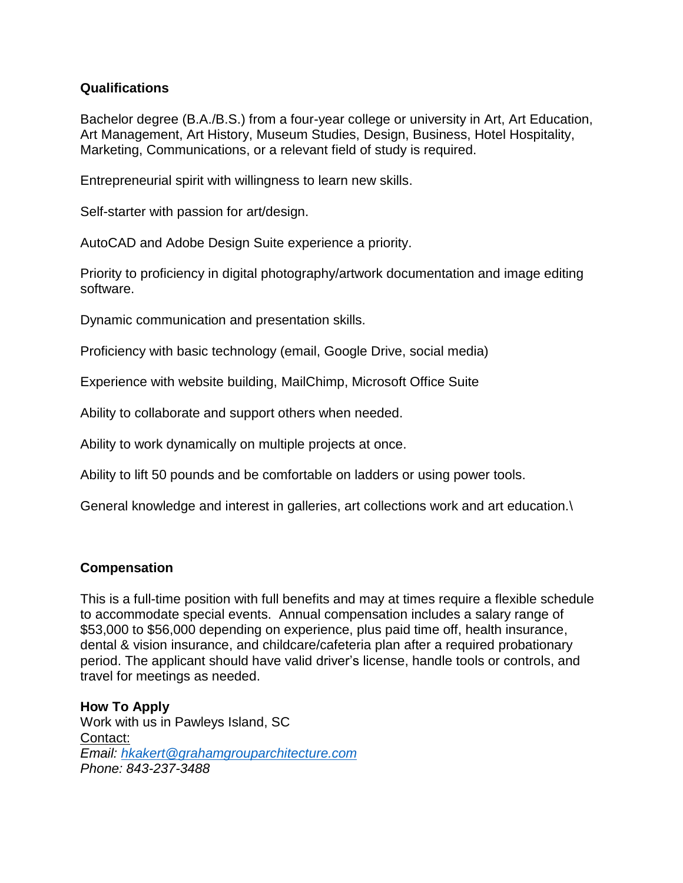**Qualifications**

Bachelor degree (B.A./B.S.) from a four-year college or university in Art, Art Education, Art Management, Art History, Museum Studies, Design, Business, Hotel Hospitality, Marketing, Communications, or a relevant field of study is required.

Entrepreneurial spirit with willingness to learn new skills.

Self-starter with passion for art/design.

AutoCAD and Adobe Design Suite experience a priority.

Priority to proficiency in digital photography/artwork documentation and image editing software.

Dynamic communication and presentation skills.

Proficiency with basic technology (email, Google Drive, social media)

Experience with website building, MailChimp, Microsoft Office Suite

Ability to collaborate and support others when needed.

Ability to work dynamically on multiple projects at once.

Ability to lift 50 pounds and be comfortable on ladders or using power tools.

General knowledge and interest in galleries, art collections work and art education.\

**Compensation**

This is a full-time position with full benefits and may at times require a flexible schedule to accommodate special events. Annual compensation includes a salary range of $53,000 to $56,000 depending on experience, plus paid time off, health insurance, dental & vision insurance, and childcare/cafeteria plan after a required probationary period. The applicant should have valid driver's license, handle tools or controls, and travel for meetings as needed.

**How To Apply**
Work with us in Pawleys Island, SC
Contact:
*Email: hkakert@grahamgrouparchitecture.com*
*Phone: 843-237-3488*